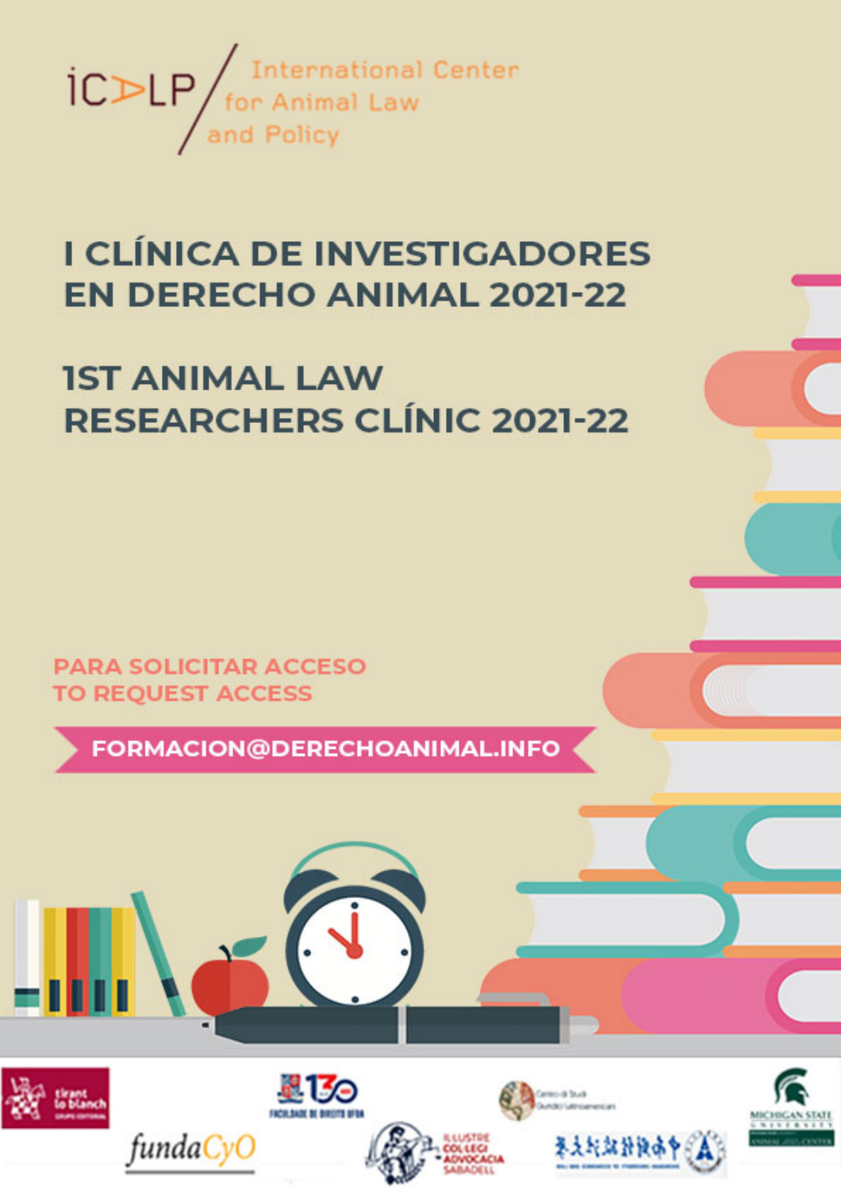ICALP / International Center for Animal Law and Policy

# I CLÍNICA DE INVESTIGADORES EN DERECHO ANIMAL 2021-22

# 1ST ANIMAL LAW RESEARCHERS CLÍNIC 2021-22

**PARA SOLICITAR ACCESO**
**TO REQUEST ACCESS**

**FORMACION@DERECHOANIMAL.INFO**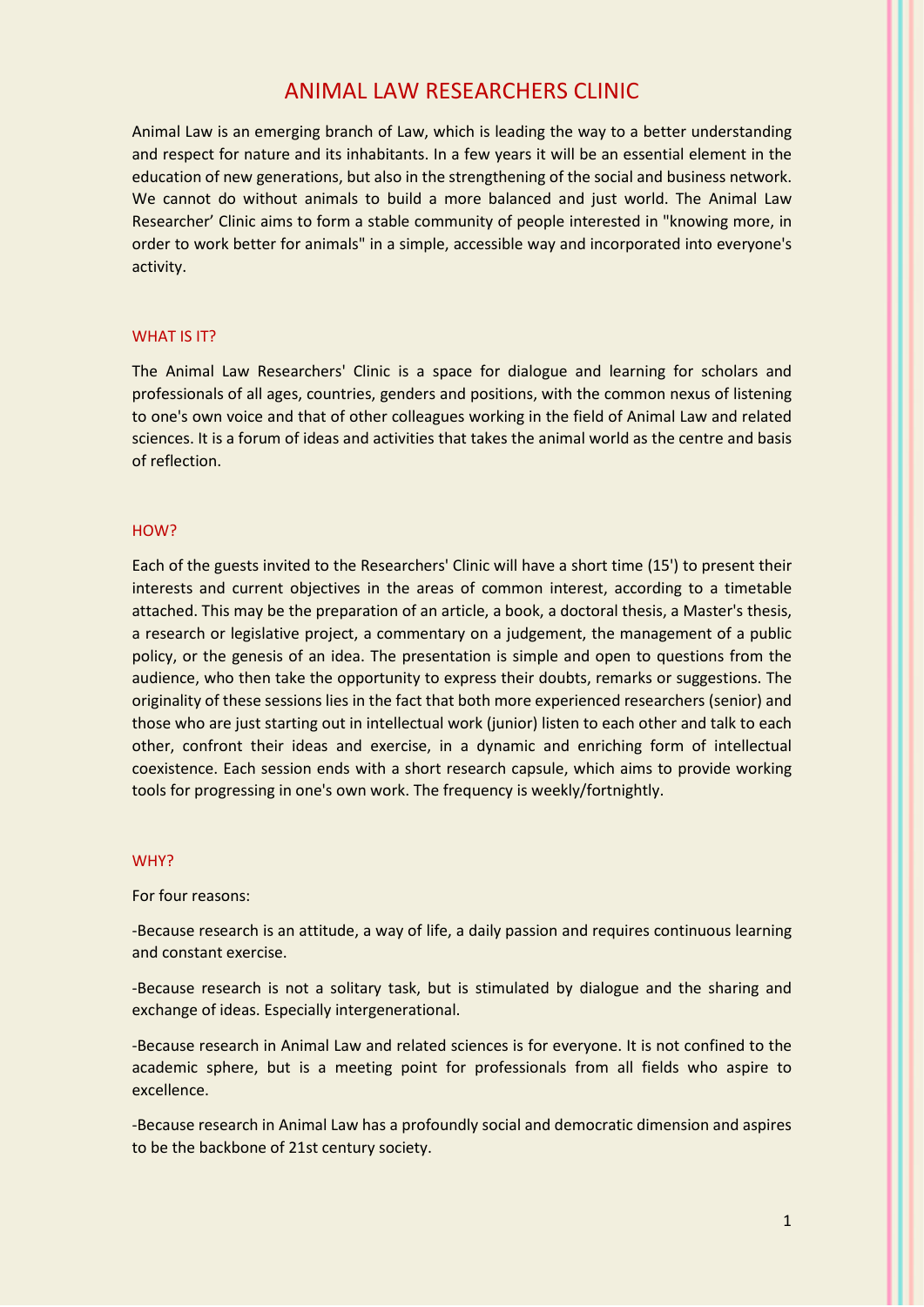# ANIMAL LAW RESEARCHERS CLINIC

Animal Law is an emerging branch of Law, which is leading the way to a better understanding and respect for nature and its inhabitants. In a few years it will be an essential element in the education of new generations, but also in the strengthening of the social and business network. We cannot do without animals to build a more balanced and just world. The Animal Law Researcher' Clinic aims to form a stable community of people interested in "knowing more, in order to work better for animals" in a simple, accessible way and incorporated into everyone's activity.

## WHAT IS IT?

The Animal Law Researchers' Clinic is a space for dialogue and learning for scholars and professionals of all ages, countries, genders and positions, with the common nexus of listening to one's own voice and that of other colleagues working in the field of Animal Law and related sciences. It is a forum of ideas and activities that takes the animal world as the centre and basis of reflection.

## HOW?

Each of the guests invited to the Researchers' Clinic will have a short time (15') to present their interests and current objectives in the areas of common interest, according to a timetable attached. This may be the preparation of an article, a book, a doctoral thesis, a Master's thesis, a research or legislative project, a commentary on a judgement, the management of a public policy, or the genesis of an idea. The presentation is simple and open to questions from the audience, who then take the opportunity to express their doubts, remarks or suggestions. The originality of these sessions lies in the fact that both more experienced researchers (senior) and those who are just starting out in intellectual work (junior) listen to each other and talk to each other, confront their ideas and exercise, in a dynamic and enriching form of intellectual coexistence. Each session ends with a short research capsule, which aims to provide working tools for progressing in one's own work. The frequency is weekly/fortnightly.

## WHY?

For four reasons:

-Because research is an attitude, a way of life, a daily passion and requires continuous learning and constant exercise.

-Because research is not a solitary task, but is stimulated by dialogue and the sharing and exchange of ideas. Especially intergenerational.

-Because research in Animal Law and related sciences is for everyone. It is not confined to the academic sphere, but is a meeting point for professionals from all fields who aspire to excellence.

-Because research in Animal Law has a profoundly social and democratic dimension and aspires to be the backbone of 21st century society.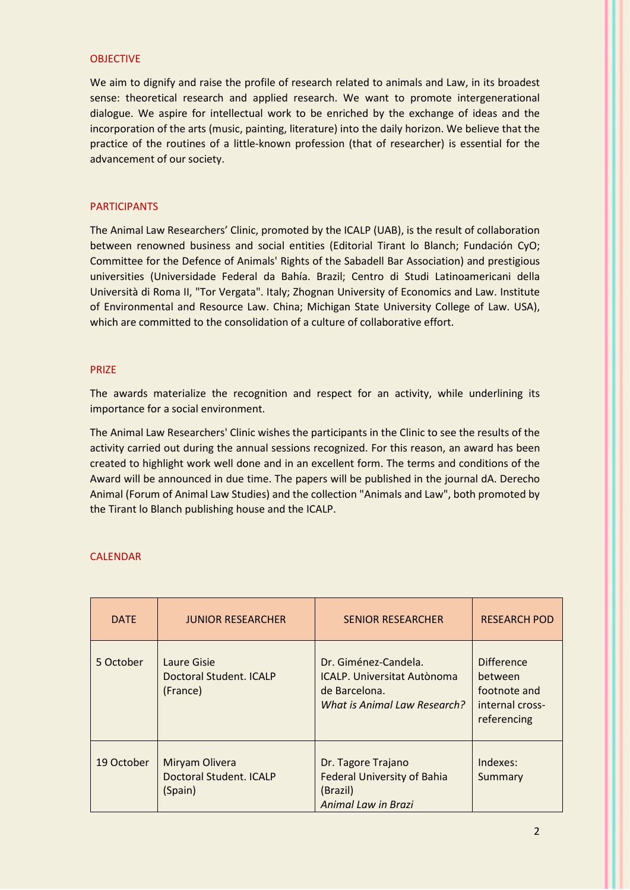## OBJECTIVE

We aim to dignify and raise the profile of research related to animals and Law, in its broadest sense: theoretical research and applied research. We want to promote intergenerational dialogue. We aspire for intellectual work to be enriched by the exchange of ideas and the incorporation of the arts (music, painting, literature) into the daily horizon. We believe that the practice of the routines of a little-known profession (that of researcher) is essential for the advancement of our society.

## PARTICIPANTS

The Animal Law Researchers' Clinic, promoted by the ICALP (UAB), is the result of collaboration between renowned business and social entities (Editorial Tirant lo Blanch; Fundación CyO; Committee for the Defence of Animals' Rights of the Sabadell Bar Association) and prestigious universities (Universidade Federal da Bahía. Brazil; Centro di Studi Latinoamericani della Università di Roma II, "Tor Vergata". Italy; Zhognan University of Economics and Law. Institute of Environmental and Resource Law. China; Michigan State University College of Law. USA), which are committed to the consolidation of a culture of collaborative effort.

## PRIZE

The awards materialize the recognition and respect for an activity, while underlining its importance for a social environment.

The Animal Law Researchers' Clinic wishes the participants in the Clinic to see the results of the activity carried out during the annual sessions recognized. For this reason, an award has been created to highlight work well done and in an excellent form. The terms and conditions of the Award will be announced in due time. The papers will be published in the journal dA. Derecho Animal (Forum of Animal Law Studies) and the collection "Animals and Law", both promoted by the Tirant lo Blanch publishing house and the ICALP.

## CALENDAR

| DATE | JUNIOR RESEARCHER | SENIOR RESEARCHER | RESEARCH POD |
|---|---|---|---|
| 5 October | Laure Gisie<br>Doctoral Student. ICALP<br>(France) | Dr. Giménez-Candela.<br>ICALP. Universitat Autònoma de Barcelona.<br>*What is Animal Law Research?* | Difference between footnote and internal cross-referencing |
| 19 October | Miryam Olivera<br>Doctoral Student. ICALP<br>(Spain) | Dr. Tagore Trajano<br>Federal University of Bahia<br>(Brazil)<br>*Animal Law in Brazi* | Indexes: Summary |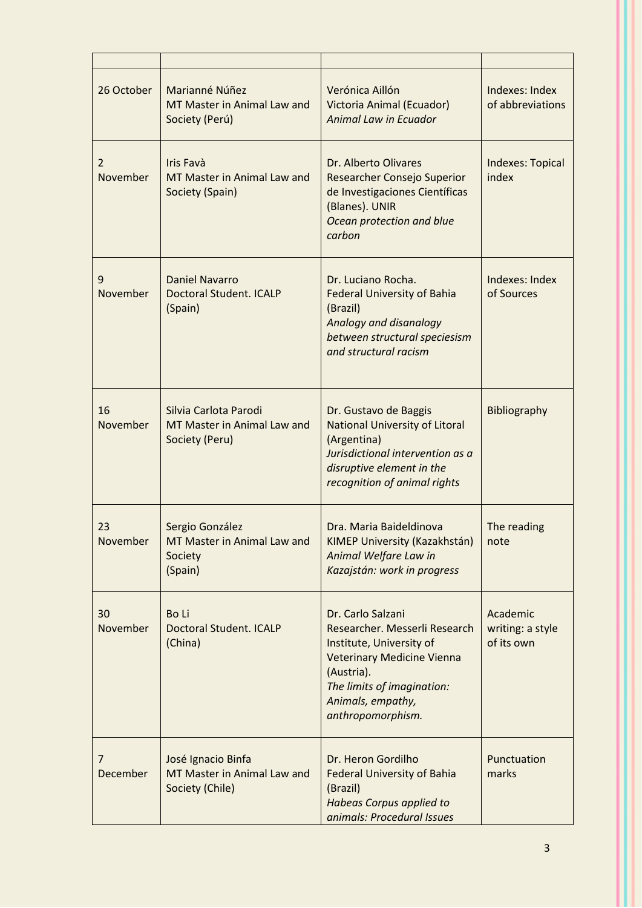| | | | |
|---|---|---|---|
| 26 October | Marianné Núñez<br>MT Master in Animal Law and Society (Perú) | Verónica Aillón<br>Victoria Animal (Ecuador)<br>*Animal Law in Ecuador* | Indexes: Index of abbreviations |
| 2 November | Iris Favà<br>MT Master in Animal Law and Society (Spain) | Dr. Alberto Olivares<br>Researcher Consejo Superior de Investigaciones Científicas (Blanes). UNIR<br>*Ocean protection and blue carbon* | Indexes: Topical index |
| 9 November | Daniel Navarro<br>Doctoral Student. ICALP (Spain) | Dr. Luciano Rocha.<br>Federal University of Bahia (Brazil)<br>*Analogy and disanalogy between structural speciesism and structural racism* | Indexes: Index of Sources |
| 16 November | Silvia Carlota Parodi<br>MT Master in Animal Law and Society (Peru) | Dr. Gustavo de Baggis<br>National University of Litoral (Argentina)<br>*Jurisdictional intervention as a disruptive element in the recognition of animal rights* | Bibliography |
| 23 November | Sergio González<br>MT Master in Animal Law and Society<br>(Spain) | Dra. Maria Baideldinova<br>KIMEP University (Kazakhstán)<br>*Animal Welfare Law in Kazajstán: work in progress* | The reading note |
| 30 November | Bo Li<br>Doctoral Student. ICALP (China) | Dr. Carlo Salzani<br>Researcher. Messerli Research Institute, University of Veterinary Medicine Vienna (Austria).<br>*The limits of imagination: Animals, empathy, anthropomorphism.* | Academic writing: a style of its own |
| 7 December | José Ignacio Binfa<br>MT Master in Animal Law and Society (Chile) | Dr. Heron Gordilho<br>Federal University of Bahia (Brazil)<br>*Habeas Corpus applied to animals: Procedural Issues* | Punctuation marks |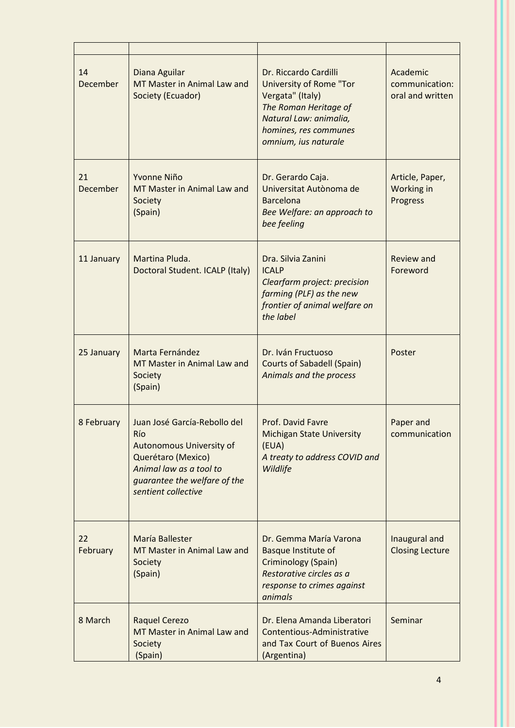| | | | |
|---|---|---|---|
| 14 December | Diana Aguilar<br>MT Master in Animal Law and Society (Ecuador) | Dr. Riccardo Cardilli<br>University of Rome "Tor Vergata" (Italy)<br>*The Roman Heritage of Natural Law: animalia, homines, res communes omnium, ius naturale* | Academic communication: oral and written |
| 21 December | Yvonne Niño<br>MT Master in Animal Law and Society<br>(Spain) | Dr. Gerardo Caja.<br>Universitat Autònoma de Barcelona<br>*Bee Welfare: an approach to bee feeling* | Article, Paper, Working in Progress |
| 11 January | Martina Pluda.<br>Doctoral Student. ICALP (Italy) | Dra. Silvia Zanini<br>ICALP<br>*Clearfarm project: precision farming (PLF) as the new frontier of animal welfare on the label* | Review and Foreword |
| 25 January | Marta Fernández<br>MT Master in Animal Law and Society<br>(Spain) | Dr. Iván Fructuoso<br>Courts of Sabadell (Spain)<br>*Animals and the process* | Poster |
| 8 February | Juan José García-Rebollo del Río<br>Autonomous University of Querétaro (Mexico)<br>*Animal law as a tool to guarantee the welfare of the sentient collective* | Prof. David Favre<br>Michigan State University (EUA)<br>*A treaty to address COVID and Wildlife* | Paper and communication |
| 22 February | María Ballester<br>MT Master in Animal Law and Society<br>(Spain) | Dr. Gemma María Varona<br>Basque Institute of Criminology (Spain)<br>*Restorative circles as a response to crimes against animals* | Inaugural and Closing Lecture |
| 8 March | Raquel Cerezo<br>MT Master in Animal Law and Society<br>(Spain) | Dr. Elena Amanda Liberatori<br>Contentious-Administrative and Tax Court of Buenos Aires (Argentina) | Seminar |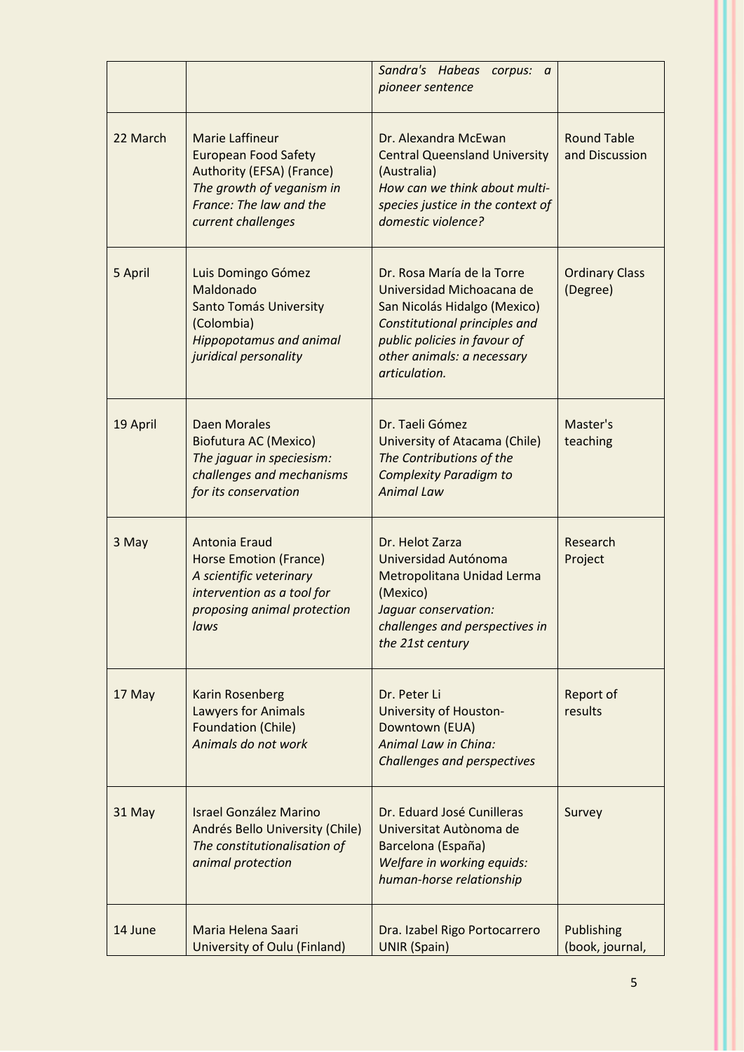| | | | |
|---|---|---|---|
| | | *Sandra's Habeas corpus: a pioneer sentence* | |
| 22 March | Marie Laffineur<br>European Food Safety Authority (EFSA) (France)<br>*The growth of veganism in France: The law and the current challenges* | Dr. Alexandra McEwan<br>Central Queensland University (Australia)<br>*How can we think about multi-species justice in the context of domestic violence?* | Round Table and Discussion |
| 5 April | Luis Domingo Gómez Maldonado<br>Santo Tomás University (Colombia)<br>*Hippopotamus and animal juridical personality* | Dr. Rosa María de la Torre<br>Universidad Michoacana de San Nicolás Hidalgo (Mexico)<br>*Constitutional principles and public policies in favour of other animals: a necessary articulation.* | Ordinary Class (Degree) |
| 19 April | Daen Morales<br>Biofutura AC (Mexico)<br>*The jaguar in speciesism: challenges and mechanisms for its conservation* | Dr. Taeli Gómez<br>University of Atacama (Chile)<br>*The Contributions of the Complexity Paradigm to Animal Law* | Master's teaching |
| 3 May | Antonia Eraud<br>Horse Emotion (France)<br>*A scientific veterinary intervention as a tool for proposing animal protection laws* | Dr. Helot Zarza<br>Universidad Autónoma Metropolitana Unidad Lerma (Mexico)<br>*Jaguar conservation: challenges and perspectives in the 21st century* | Research Project |
| 17 May | Karin Rosenberg<br>Lawyers for Animals Foundation (Chile)<br>*Animals do not work* | Dr. Peter Li<br>University of Houston-Downtown (EUA)<br>*Animal Law in China: Challenges and perspectives* | Report of results |
| 31 May | Israel González Marino<br>Andrés Bello University (Chile)<br>*The constitutionalisation of animal protection* | Dr. Eduard José Cunilleras<br>Universitat Autònoma de Barcelona (España)<br>*Welfare in working equids: human-horse relationship* | Survey |
| 14 June | Maria Helena Saari<br>University of Oulu (Finland) | Dra. Izabel Rigo Portocarrero<br>UNIR (Spain) | Publishing (book, journal, |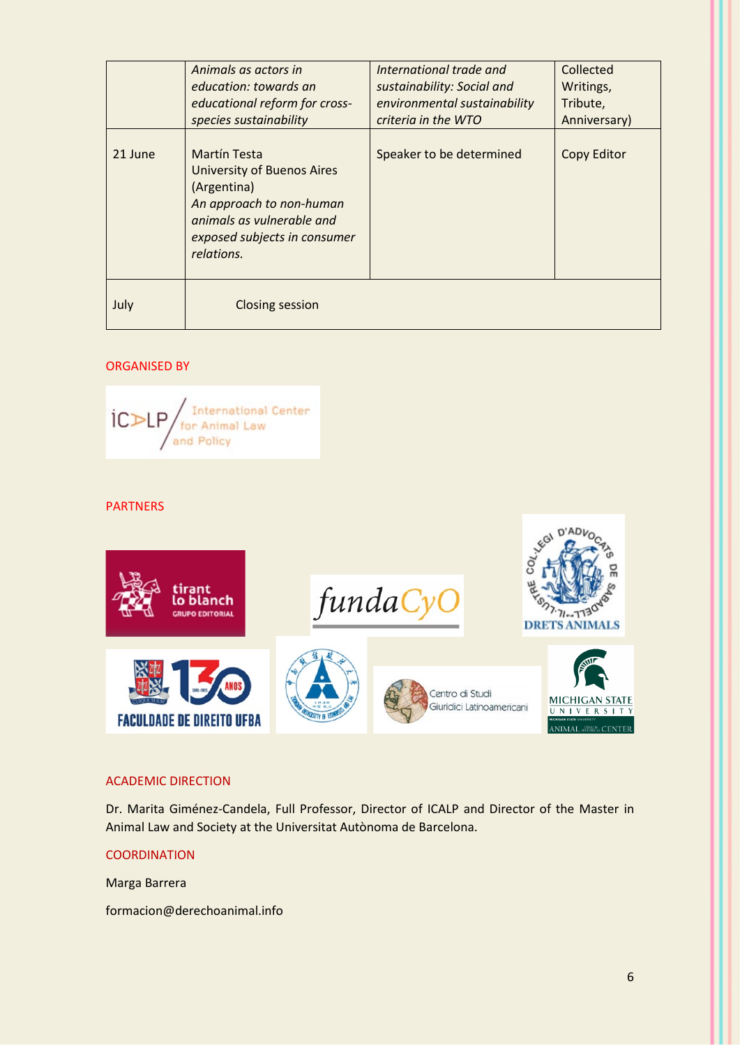| | | | |
|---|---|---|---|
| | *Animals as actors in education: towards an educational reform for cross-species sustainability* | *International trade and sustainability: Social and environmental sustainability criteria in the WTO* | Collected Writings, Tribute, Anniversary) |
| 21 June | Martín Testa<br>University of Buenos Aires (Argentina)<br>*An approach to non-human animals as vulnerable and exposed subjects in consumer relations.* | Speaker to be determined | Copy Editor |
| July | Closing session | | |

## ORGANISED BY

iCALP International Center for Animal Law and Policy

## PARTNERS

tirant lo blanch GRUPO EDITORIAL

fundaCyO

IL·LUSTRE COL·LEGI D'ADVOCATS DE SABADELL – DRETS ANIMALS

FACULDADE DE DIREITO UFBA – 130 ANOS

Centro di Studi Giuridici Latinoamericani

MICHIGAN STATE UNIVERSITY – ANIMAL LEGAL & HISTORICAL CENTER

## ACADEMIC DIRECTION

Dr. Marita Giménez-Candela, Full Professor, Director of ICALP and Director of the Master in Animal Law and Society at the Universitat Autònoma de Barcelona.

## COORDINATION

Marga Barrera

formacion@derechoanimal.info